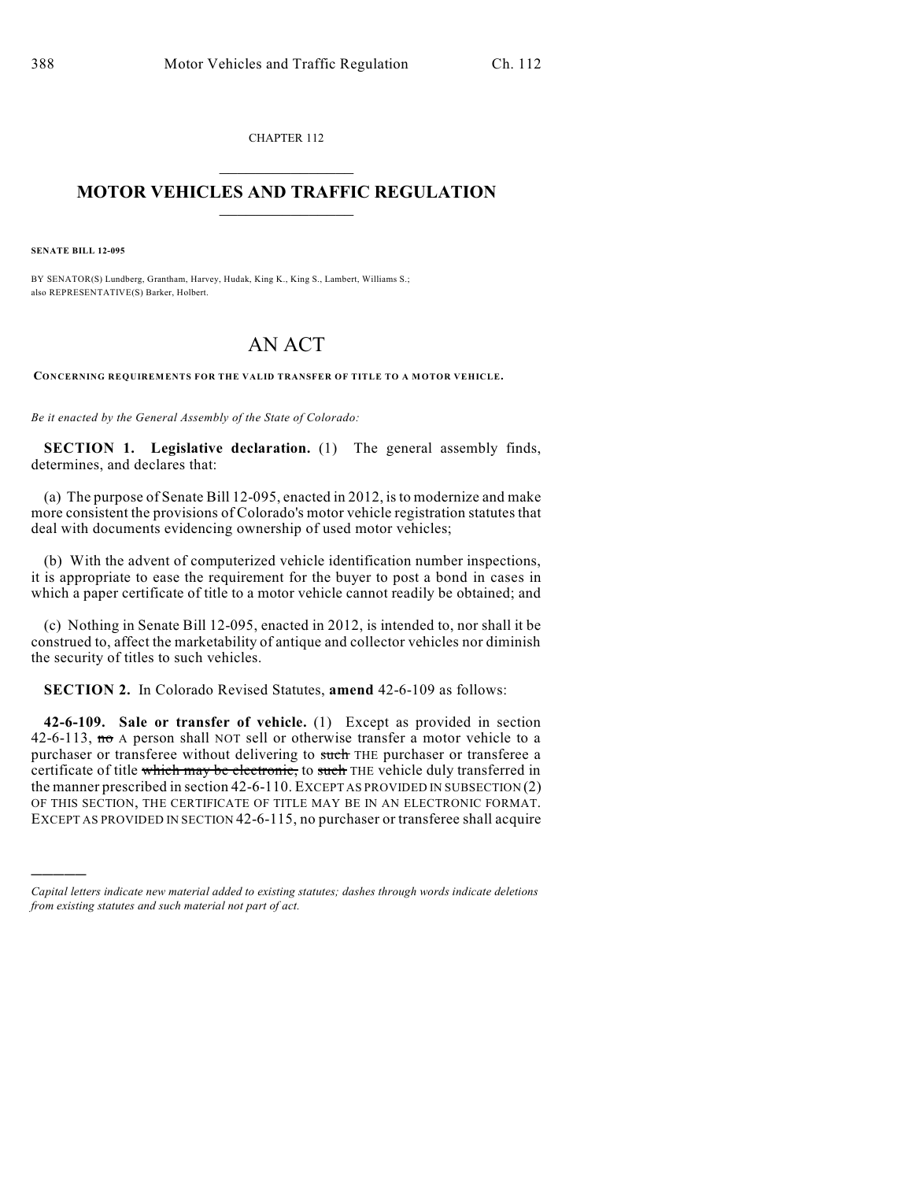CHAPTER 112

# MOTOR VEHICLES AND TRAFFIC REGULATION

**SENATE BILL 12-095**

BY SENATOR(S) Lundberg, Grantham, Harvey, Hudak, King K., King S., Lambert, Williams S.; also REPRESENTATIVE(S) Barker, Holbert.

# AN ACT

**CONCERNING REQUIREMENTS FOR THE VALID TRANSFER OF TITLE TO A MOTOR VEHICLE.**

*Be it enacted by the General Assembly of the State of Colorado:*

**SECTION 1. Legislative declaration.** (1) The general assembly finds, determines, and declares that:

(a) The purpose of Senate Bill 12-095, enacted in 2012, is to modernize and make more consistent the provisions of Colorado's motor vehicle registration statutes that deal with documents evidencing ownership of used motor vehicles;

(b) With the advent of computerized vehicle identification number inspections, it is appropriate to ease the requirement for the buyer to post a bond in cases in which a paper certificate of title to a motor vehicle cannot readily be obtained; and

(c) Nothing in Senate Bill 12-095, enacted in 2012, is intended to, nor shall it be construed to, affect the marketability of antique and collector vehicles nor diminish the security of titles to such vehicles.

**SECTION 2.** In Colorado Revised Statutes, **amend** 42-6-109 as follows:

**42-6-109. Sale or transfer of vehicle.** (1) Except as provided in section 42-6-113, ~~no~~ A person shall NOT sell or otherwise transfer a motor vehicle to a purchaser or transferee without delivering to ~~such~~ THE purchaser or transferee a certificate of title ~~which may be electronic,~~ to ~~such~~ THE vehicle duly transferred in the manner prescribed in section 42-6-110. EXCEPT AS PROVIDED IN SUBSECTION (2) OF THIS SECTION, THE CERTIFICATE OF TITLE MAY BE IN AN ELECTRONIC FORMAT. EXCEPT AS PROVIDED IN SECTION 42-6-115, no purchaser or transferee shall acquire

*Capital letters indicate new material added to existing statutes; dashes through words indicate deletions from existing statutes and such material not part of act.*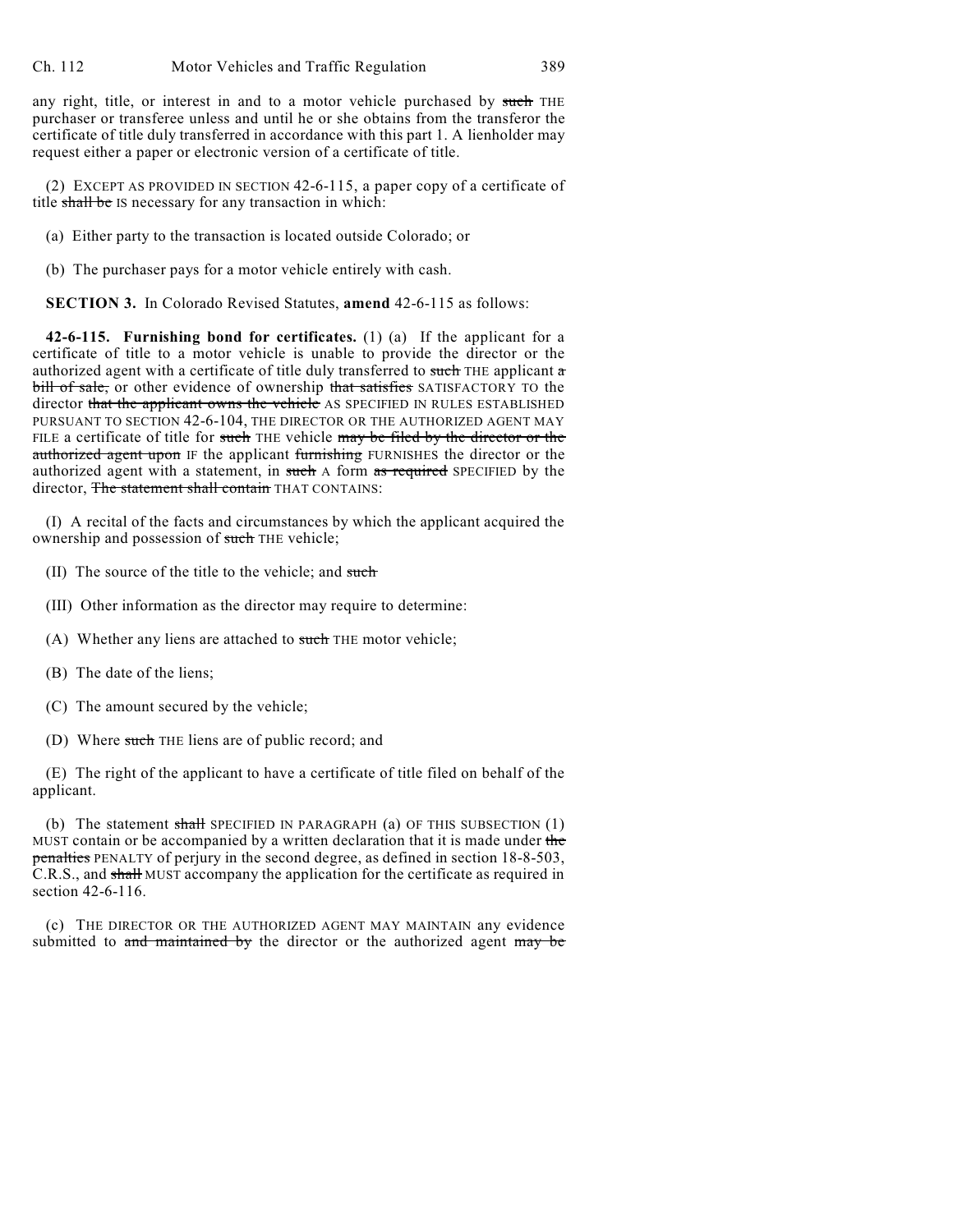any right, title, or interest in and to a motor vehicle purchased by ~~such~~ THE purchaser or transferee unless and until he or she obtains from the transferor the certificate of title duly transferred in accordance with this part 1. A lienholder may request either a paper or electronic version of a certificate of title.

(2) EXCEPT AS PROVIDED IN SECTION 42-6-115, a paper copy of a certificate of title ~~shall be~~ IS necessary for any transaction in which:

(a) Either party to the transaction is located outside Colorado; or

(b) The purchaser pays for a motor vehicle entirely with cash.

**SECTION 3.** In Colorado Revised Statutes, **amend** 42-6-115 as follows:

**42-6-115. Furnishing bond for certificates.** (1) (a) If the applicant for a certificate of title to a motor vehicle is unable to provide the director or the authorized agent with a certificate of title duly transferred to ~~such~~ THE applicant ~~a bill of sale,~~ or other evidence of ownership ~~that satisfies~~ SATISFACTORY TO the director ~~that the applicant owns the vehicle~~ AS SPECIFIED IN RULES ESTABLISHED PURSUANT TO SECTION 42-6-104, THE DIRECTOR OR THE AUTHORIZED AGENT MAY FILE a certificate of title for ~~such~~ THE vehicle ~~may be filed by the director or the authorized agent upon~~ IF the applicant ~~furnishing~~ FURNISHES the director or the authorized agent with a statement, in ~~such~~ A form ~~as required~~ SPECIFIED by the director, ~~The statement shall contain~~ THAT CONTAINS:

(I) A recital of the facts and circumstances by which the applicant acquired the ownership and possession of ~~such~~ THE vehicle;

(II) The source of the title to the vehicle; and ~~such~~

(III) Other information as the director may require to determine:

(A) Whether any liens are attached to ~~such~~ THE motor vehicle;

(B) The date of the liens;

(C) The amount secured by the vehicle;

(D) Where ~~such~~ THE liens are of public record; and

(E) The right of the applicant to have a certificate of title filed on behalf of the applicant.

(b) The statement ~~shall~~ SPECIFIED IN PARAGRAPH (a) OF THIS SUBSECTION (1) MUST contain or be accompanied by a written declaration that it is made under ~~the penalties~~ PENALTY of perjury in the second degree, as defined in section 18-8-503, C.R.S., and ~~shall~~ MUST accompany the application for the certificate as required in section 42-6-116.

(c) THE DIRECTOR OR THE AUTHORIZED AGENT MAY MAINTAIN any evidence submitted to ~~and maintained by~~ the director or the authorized agent ~~may be~~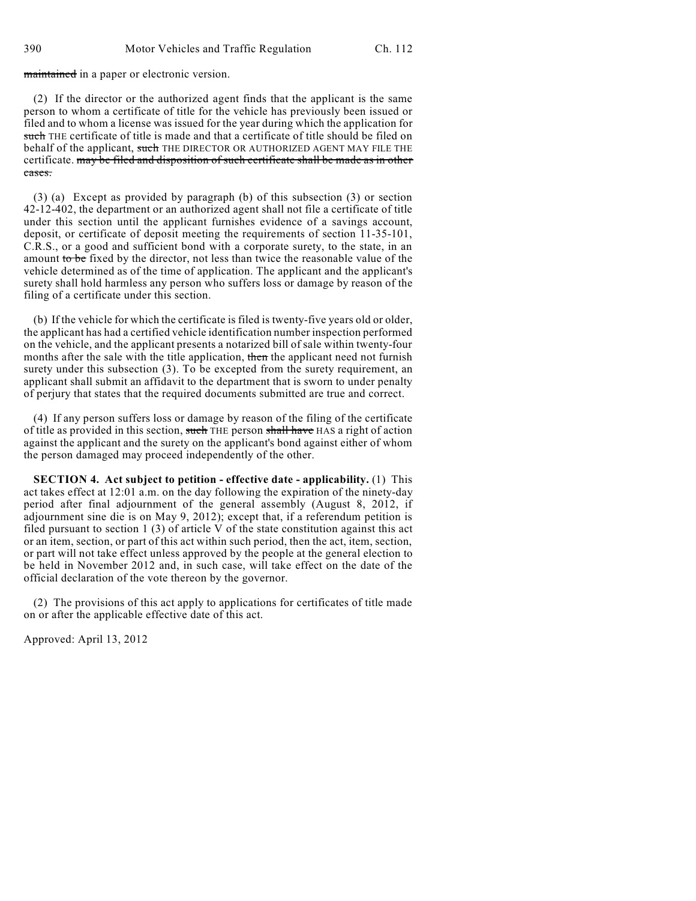~~maintained~~ in a paper or electronic version.

(2) If the director or the authorized agent finds that the applicant is the same person to whom a certificate of title for the vehicle has previously been issued or filed and to whom a license was issued for the year during which the application for ~~such~~ THE certificate of title is made and that a certificate of title should be filed on behalf of the applicant, ~~such~~ THE DIRECTOR OR AUTHORIZED AGENT MAY FILE THE certificate. ~~may be filed and disposition of such certificate shall be made as in other cases.~~

(3) (a) Except as provided by paragraph (b) of this subsection (3) or section 42-12-402, the department or an authorized agent shall not file a certificate of title under this section until the applicant furnishes evidence of a savings account, deposit, or certificate of deposit meeting the requirements of section 11-35-101, C.R.S., or a good and sufficient bond with a corporate surety, to the state, in an amount ~~to be~~ fixed by the director, not less than twice the reasonable value of the vehicle determined as of the time of application. The applicant and the applicant's surety shall hold harmless any person who suffers loss or damage by reason of the filing of a certificate under this section.

(b) If the vehicle for which the certificate is filed is twenty-five years old or older, the applicant has had a certified vehicle identification number inspection performed on the vehicle, and the applicant presents a notarized bill of sale within twenty-four months after the sale with the title application, ~~then~~ the applicant need not furnish surety under this subsection (3). To be excepted from the surety requirement, an applicant shall submit an affidavit to the department that is sworn to under penalty of perjury that states that the required documents submitted are true and correct.

(4) If any person suffers loss or damage by reason of the filing of the certificate of title as provided in this section, ~~such~~ THE person ~~shall have~~ HAS a right of action against the applicant and the surety on the applicant's bond against either of whom the person damaged may proceed independently of the other.

**SECTION 4. Act subject to petition - effective date - applicability.** (1) This act takes effect at 12:01 a.m. on the day following the expiration of the ninety-day period after final adjournment of the general assembly (August 8, 2012, if adjournment sine die is on May 9, 2012); except that, if a referendum petition is filed pursuant to section 1 (3) of article V of the state constitution against this act or an item, section, or part of this act within such period, then the act, item, section, or part will not take effect unless approved by the people at the general election to be held in November 2012 and, in such case, will take effect on the date of the official declaration of the vote thereon by the governor.

(2) The provisions of this act apply to applications for certificates of title made on or after the applicable effective date of this act.

Approved: April 13, 2012